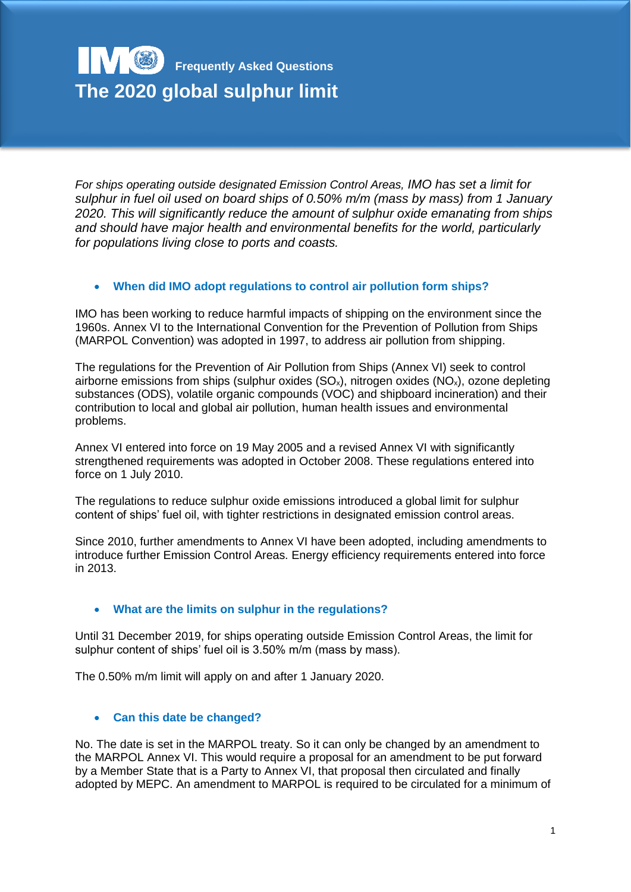IMO Frequently Asked Questions

# The 2020 global sulphur limit

*For ships operating outside designated Emission Control Areas, IMO has set a limit for sulphur in fuel oil used on board ships of 0.50% m/m (mass by mass) from 1 January 2020. This will significantly reduce the amount of sulphur oxide emanating from ships and should have major health and environmental benefits for the world, particularly for populations living close to ports and coasts.*

- ### When did IMO adopt regulations to control air pollution form ships?

IMO has been working to reduce harmful impacts of shipping on the environment since the 1960s. Annex VI to the International Convention for the Prevention of Pollution from Ships (MARPOL Convention) was adopted in 1997, to address air pollution from shipping.

The regulations for the Prevention of Air Pollution from Ships (Annex VI) seek to control airborne emissions from ships (sulphur oxides ($SO_x$), nitrogen oxides ($NO_x$), ozone depleting substances (ODS), volatile organic compounds (VOC) and shipboard incineration) and their contribution to local and global air pollution, human health issues and environmental problems.

Annex VI entered into force on 19 May 2005 and a revised Annex VI with significantly strengthened requirements was adopted in October 2008. These regulations entered into force on 1 July 2010.

The regulations to reduce sulphur oxide emissions introduced a global limit for sulphur content of ships' fuel oil, with tighter restrictions in designated emission control areas.

Since 2010, further amendments to Annex VI have been adopted, including amendments to introduce further Emission Control Areas. Energy efficiency requirements entered into force in 2013.

- ### What are the limits on sulphur in the regulations?

Until 31 December 2019, for ships operating outside Emission Control Areas, the limit for sulphur content of ships' fuel oil is 3.50% m/m (mass by mass).

The 0.50% m/m limit will apply on and after 1 January 2020.

- ### Can this date be changed?

No. The date is set in the MARPOL treaty. So it can only be changed by an amendment to the MARPOL Annex VI. This would require a proposal for an amendment to be put forward by a Member State that is a Party to Annex VI, that proposal then circulated and finally adopted by MEPC. An amendment to MARPOL is required to be circulated for a minimum of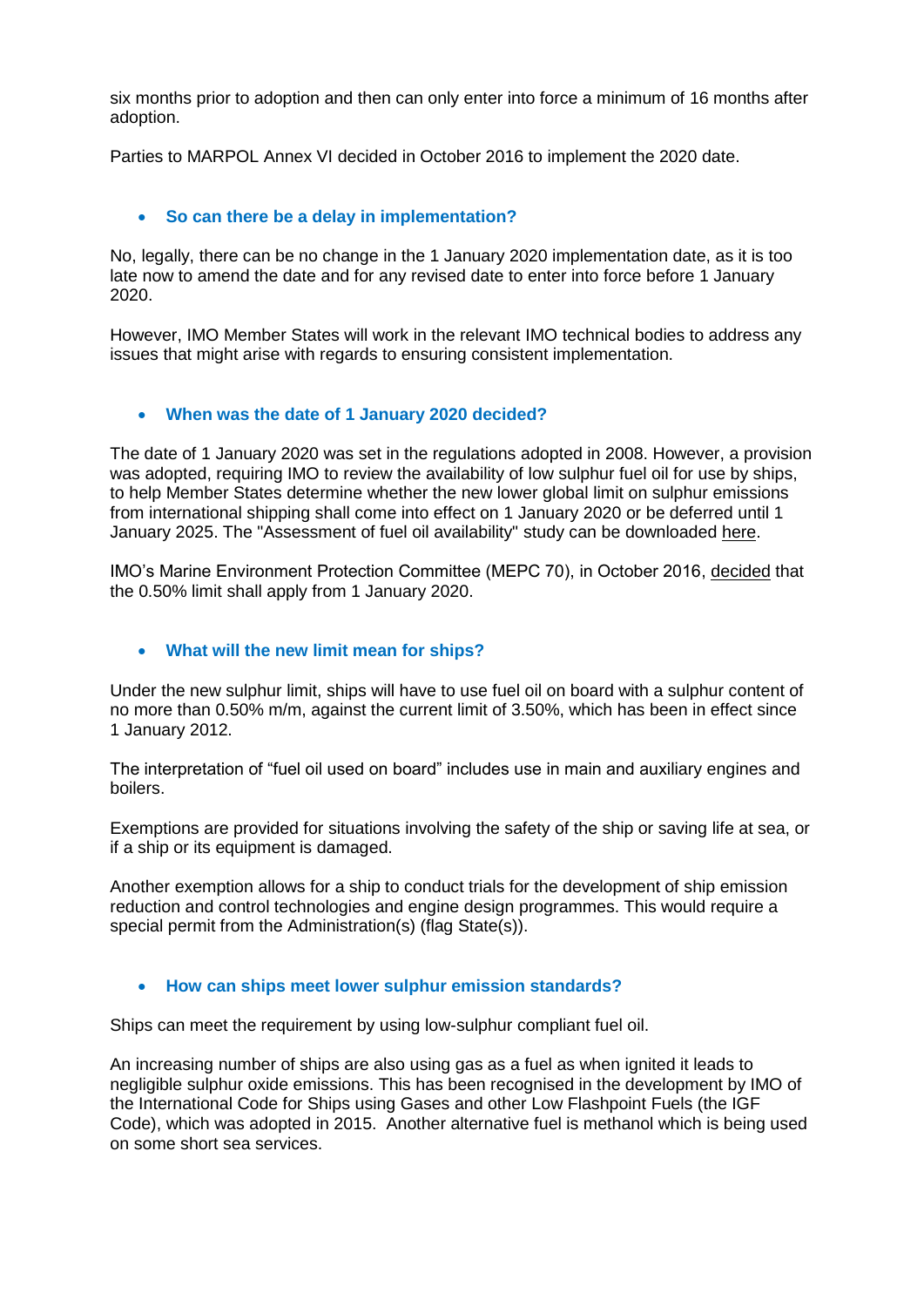six months prior to adoption and then can only enter into force a minimum of 16 months after adoption.

Parties to MARPOL Annex VI decided in October 2016 to implement the 2020 date.

- **So can there be a delay in implementation?**

No, legally, there can be no change in the 1 January 2020 implementation date, as it is too late now to amend the date and for any revised date to enter into force before 1 January 2020.

However, IMO Member States will work in the relevant IMO technical bodies to address any issues that might arise with regards to ensuring consistent implementation.

- **When was the date of 1 January 2020 decided?**

The date of 1 January 2020 was set in the regulations adopted in 2008. However, a provision was adopted, requiring IMO to review the availability of low sulphur fuel oil for use by ships, to help Member States determine whether the new lower global limit on sulphur emissions from international shipping shall come into effect on 1 January 2020 or be deferred until 1 January 2025. The "Assessment of fuel oil availability" study can be downloaded here.

IMO's Marine Environment Protection Committee (MEPC 70), in October 2016, decided that the 0.50% limit shall apply from 1 January 2020.

- **What will the new limit mean for ships?**

Under the new sulphur limit, ships will have to use fuel oil on board with a sulphur content of no more than 0.50% m/m, against the current limit of 3.50%, which has been in effect since 1 January 2012.

The interpretation of "fuel oil used on board" includes use in main and auxiliary engines and boilers.

Exemptions are provided for situations involving the safety of the ship or saving life at sea, or if a ship or its equipment is damaged.

Another exemption allows for a ship to conduct trials for the development of ship emission reduction and control technologies and engine design programmes. This would require a special permit from the Administration(s) (flag State(s)).

- **How can ships meet lower sulphur emission standards?**

Ships can meet the requirement by using low-sulphur compliant fuel oil.

An increasing number of ships are also using gas as a fuel as when ignited it leads to negligible sulphur oxide emissions. This has been recognised in the development by IMO of the International Code for Ships using Gases and other Low Flashpoint Fuels (the IGF Code), which was adopted in 2015. Another alternative fuel is methanol which is being used on some short sea services.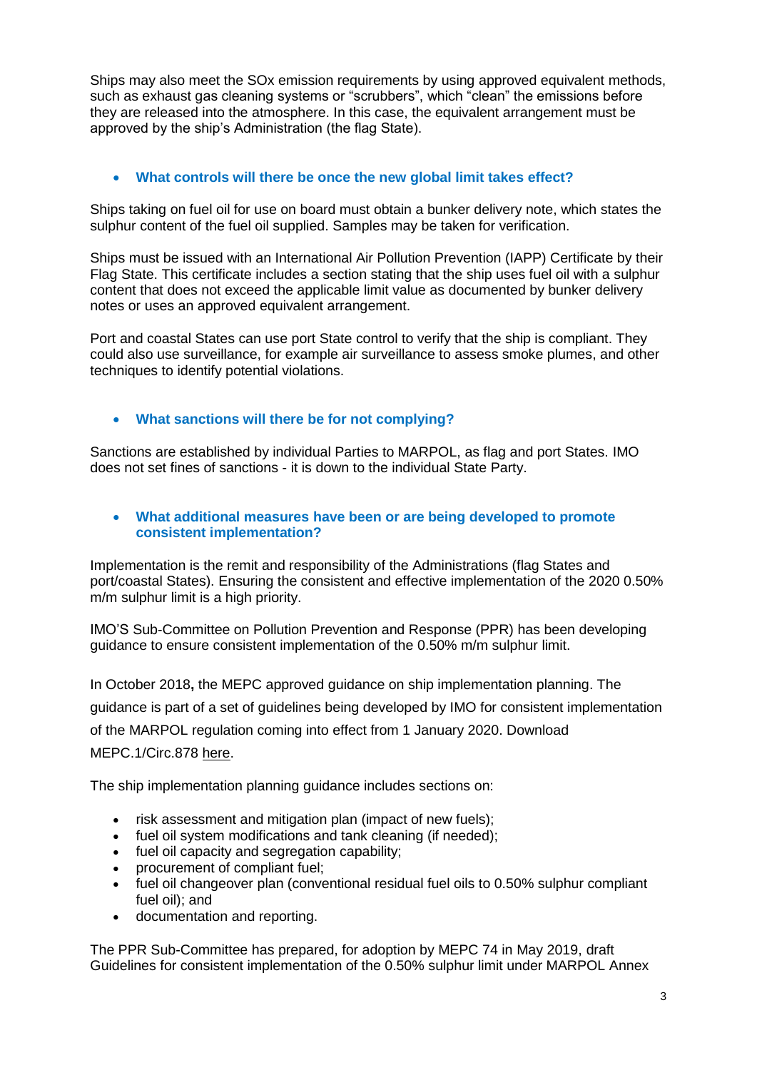Ships may also meet the SOx emission requirements by using approved equivalent methods, such as exhaust gas cleaning systems or “scrubbers”, which “clean” the emissions before they are released into the atmosphere. In this case, the equivalent arrangement must be approved by the ship’s Administration (the flag State).

- ### What controls will there be once the new global limit takes effect?

Ships taking on fuel oil for use on board must obtain a bunker delivery note, which states the sulphur content of the fuel oil supplied. Samples may be taken for verification.

Ships must be issued with an International Air Pollution Prevention (IAPP) Certificate by their Flag State. This certificate includes a section stating that the ship uses fuel oil with a sulphur content that does not exceed the applicable limit value as documented by bunker delivery notes or uses an approved equivalent arrangement.

Port and coastal States can use port State control to verify that the ship is compliant. They could also use surveillance, for example air surveillance to assess smoke plumes, and other techniques to identify potential violations.

- ### What sanctions will there be for not complying?

Sanctions are established by individual Parties to MARPOL, as flag and port States. IMO does not set fines of sanctions - it is down to the individual State Party.

- ### What additional measures have been or are being developed to promote consistent implementation?

Implementation is the remit and responsibility of the Administrations (flag States and port/coastal States). Ensuring the consistent and effective implementation of the 2020 0.50% m/m sulphur limit is a high priority.

IMO’S Sub-Committee on Pollution Prevention and Response (PPR) has been developing guidance to ensure consistent implementation of the 0.50% m/m sulphur limit.

In October 2018**,** the MEPC approved guidance on ship implementation planning. The guidance is part of a set of guidelines being developed by IMO for consistent implementation of the MARPOL regulation coming into effect from 1 January 2020. Download MEPC.1/Circ.878 here.

The ship implementation planning guidance includes sections on:

- risk assessment and mitigation plan (impact of new fuels);
- fuel oil system modifications and tank cleaning (if needed);
- fuel oil capacity and segregation capability;
- procurement of compliant fuel;
- fuel oil changeover plan (conventional residual fuel oils to 0.50% sulphur compliant fuel oil); and
- documentation and reporting.

The PPR Sub-Committee has prepared, for adoption by MEPC 74 in May 2019, draft Guidelines for consistent implementation of the 0.50% sulphur limit under MARPOL Annex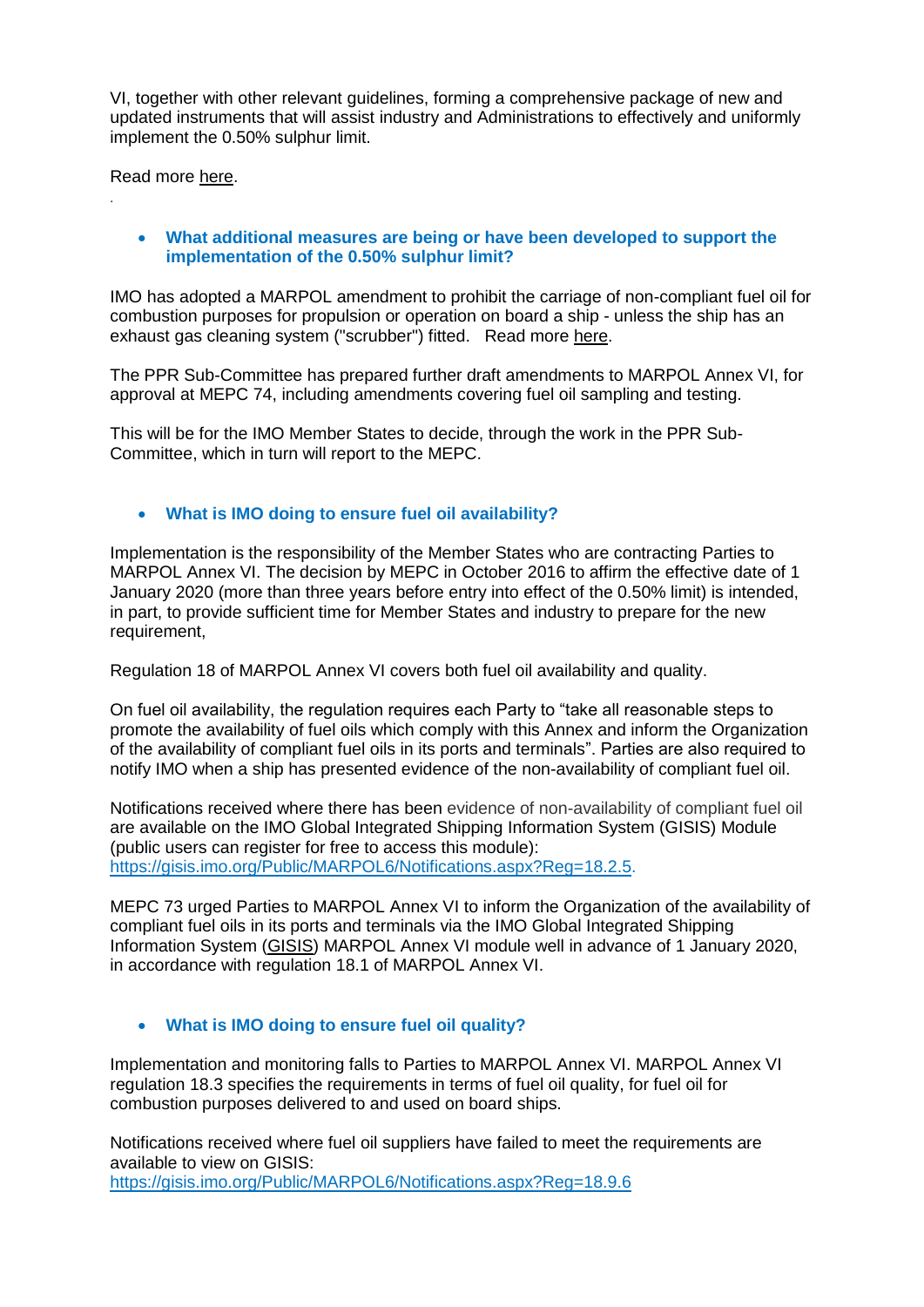VI, together with other relevant guidelines, forming a comprehensive package of new and updated instruments that will assist industry and Administrations to effectively and uniformly implement the 0.50% sulphur limit.

Read more here.

.

- **What additional measures are being or have been developed to support the implementation of the 0.50% sulphur limit?**

IMO has adopted a MARPOL amendment to prohibit the carriage of non-compliant fuel oil for combustion purposes for propulsion or operation on board a ship - unless the ship has an exhaust gas cleaning system ("scrubber") fitted. Read more here.

The PPR Sub-Committee has prepared further draft amendments to MARPOL Annex VI, for approval at MEPC 74, including amendments covering fuel oil sampling and testing.

This will be for the IMO Member States to decide, through the work in the PPR Sub-Committee, which in turn will report to the MEPC.

- **What is IMO doing to ensure fuel oil availability?**

Implementation is the responsibility of the Member States who are contracting Parties to MARPOL Annex VI. The decision by MEPC in October 2016 to affirm the effective date of 1 January 2020 (more than three years before entry into effect of the 0.50% limit) is intended, in part, to provide sufficient time for Member States and industry to prepare for the new requirement,

Regulation 18 of MARPOL Annex VI covers both fuel oil availability and quality.

On fuel oil availability, the regulation requires each Party to “take all reasonable steps to promote the availability of fuel oils which comply with this Annex and inform the Organization of the availability of compliant fuel oils in its ports and terminals”. Parties are also required to notify IMO when a ship has presented evidence of the non-availability of compliant fuel oil.

Notifications received where there has been evidence of non-availability of compliant fuel oil are available on the IMO Global Integrated Shipping Information System (GISIS) Module (public users can register for free to access this module): https://gisis.imo.org/Public/MARPOL6/Notifications.aspx?Reg=18.2.5.

MEPC 73 urged Parties to MARPOL Annex VI to inform the Organization of the availability of compliant fuel oils in its ports and terminals via the IMO Global Integrated Shipping Information System (GISIS) MARPOL Annex VI module well in advance of 1 January 2020, in accordance with regulation 18.1 of MARPOL Annex VI.

- **What is IMO doing to ensure fuel oil quality?**

Implementation and monitoring falls to Parties to MARPOL Annex VI. MARPOL Annex VI regulation 18.3 specifies the requirements in terms of fuel oil quality, for fuel oil for combustion purposes delivered to and used on board ships.

Notifications received where fuel oil suppliers have failed to meet the requirements are available to view on GISIS: https://gisis.imo.org/Public/MARPOL6/Notifications.aspx?Reg=18.9.6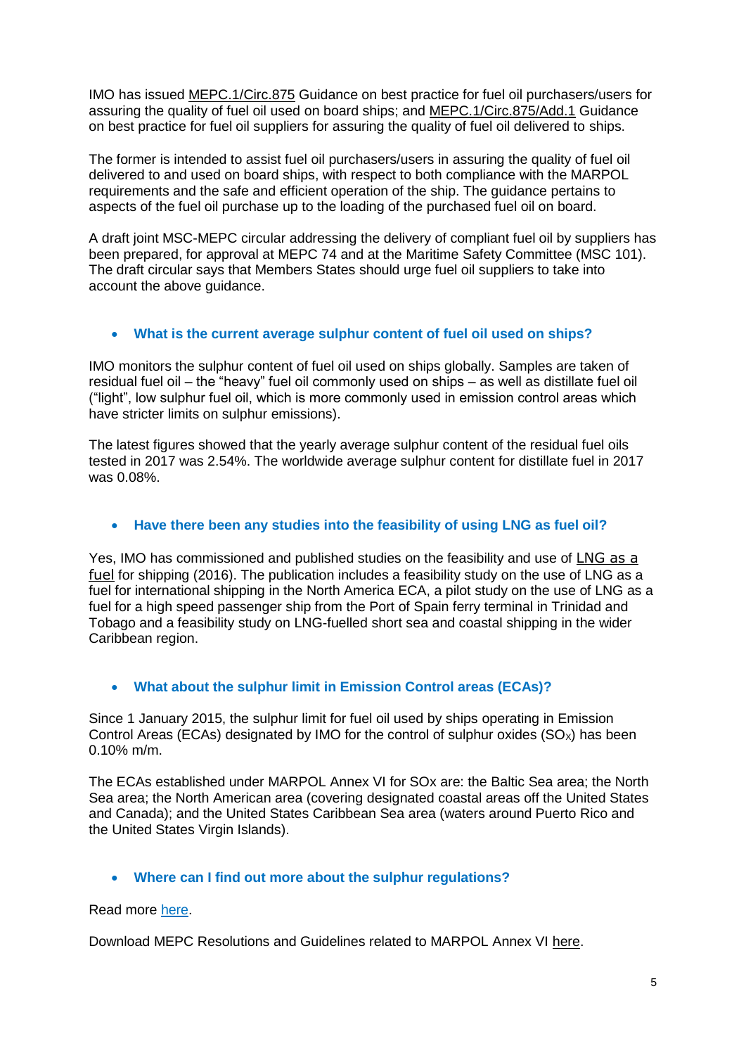IMO has issued MEPC.1/Circ.875 Guidance on best practice for fuel oil purchasers/users for assuring the quality of fuel oil used on board ships; and MEPC.1/Circ.875/Add.1 Guidance on best practice for fuel oil suppliers for assuring the quality of fuel oil delivered to ships.

The former is intended to assist fuel oil purchasers/users in assuring the quality of fuel oil delivered to and used on board ships, with respect to both compliance with the MARPOL requirements and the safe and efficient operation of the ship. The guidance pertains to aspects of the fuel oil purchase up to the loading of the purchased fuel oil on board.

A draft joint MSC-MEPC circular addressing the delivery of compliant fuel oil by suppliers has been prepared, for approval at MEPC 74 and at the Maritime Safety Committee (MSC 101). The draft circular says that Members States should urge fuel oil suppliers to take into account the above guidance.

- **What is the current average sulphur content of fuel oil used on ships?**

IMO monitors the sulphur content of fuel oil used on ships globally. Samples are taken of residual fuel oil – the "heavy" fuel oil commonly used on ships – as well as distillate fuel oil ("light", low sulphur fuel oil, which is more commonly used in emission control areas which have stricter limits on sulphur emissions).

The latest figures showed that the yearly average sulphur content of the residual fuel oils tested in 2017 was 2.54%. The worldwide average sulphur content for distillate fuel in 2017 was 0.08%.

- **Have there been any studies into the feasibility of using LNG as fuel oil?**

Yes, IMO has commissioned and published studies on the feasibility and use of LNG as a fuel for shipping (2016). The publication includes a feasibility study on the use of LNG as a fuel for international shipping in the North America ECA, a pilot study on the use of LNG as a fuel for a high speed passenger ship from the Port of Spain ferry terminal in Trinidad and Tobago and a feasibility study on LNG-fuelled short sea and coastal shipping in the wider Caribbean region.

- **What about the sulphur limit in Emission Control areas (ECAs)?**

Since 1 January 2015, the sulphur limit for fuel oil used by ships operating in Emission Control Areas (ECAs) designated by IMO for the control of sulphur oxides ($SO_x$) has been 0.10% m/m.

The ECAs established under MARPOL Annex VI for SOx are: the Baltic Sea area; the North Sea area; the North American area (covering designated coastal areas off the United States and Canada); and the United States Caribbean Sea area (waters around Puerto Rico and the United States Virgin Islands).

- **Where can I find out more about the sulphur regulations?**

Read more here.

Download MEPC Resolutions and Guidelines related to MARPOL Annex VI here.